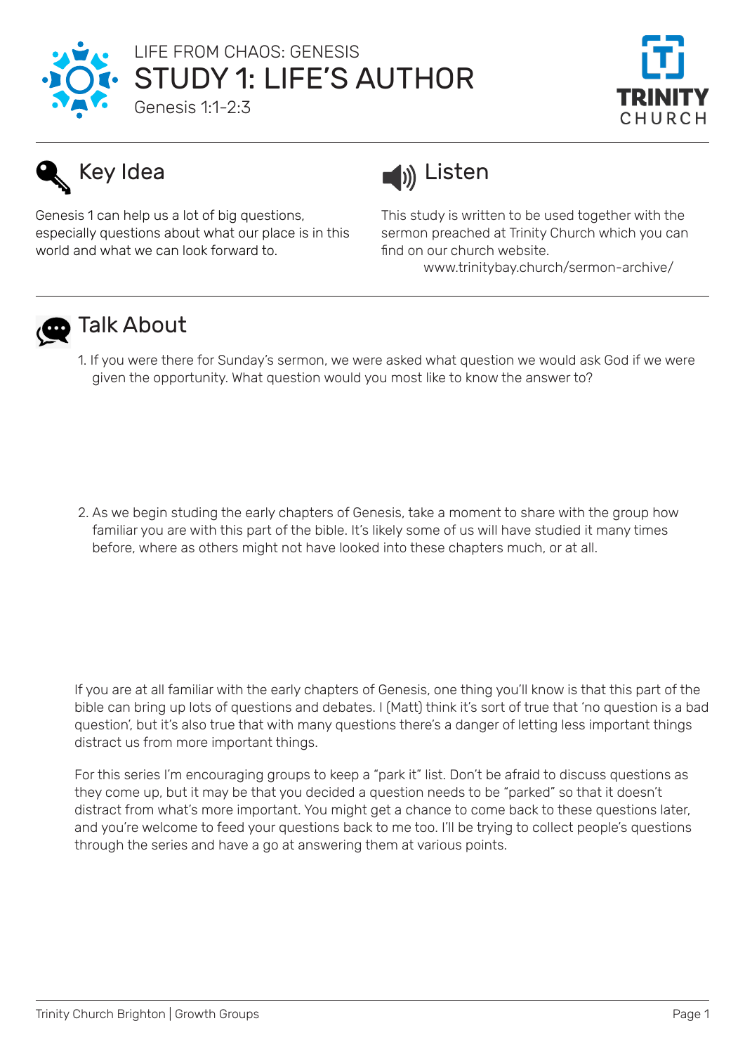LIFE FROM CHAOS: GENESIS

# STUDY 1: LIFE'S AUTHOR

Genesis 1:1-2:3

TRINITY CHURCH

## Key Idea

Genesis 1 can help us a lot of big questions, especially questions about what our place is in this world and what we can look forward to.

## Listen

This study is written to be used together with the sermon preached at Trinity Church which you can find on our church website.
www.trinitybay.church/sermon-archive/

## Talk About

1. If you were there for Sunday's sermon, we were asked what question we would ask God if we were given the opportunity. What question would you most like to know the answer to?

2. As we begin studing the early chapters of Genesis, take a moment to share with the group how familiar you are with this part of the bible. It's likely some of us will have studied it many times before, where as others might not have looked into these chapters much, or at all.

If you are at all familiar with the early chapters of Genesis, one thing you'll know is that this part of the bible can bring up lots of questions and debates. I (Matt) think it's sort of true that 'no question is a bad question', but it's also true that with many questions there's a danger of letting less important things distract us from more important things.

For this series I'm encouraging groups to keep a "park it" list. Don't be afraid to discuss questions as they come up, but it may be that you decided a question needs to be "parked" so that it doesn't distract from what's more important. You might get a chance to come back to these questions later, and you're welcome to feed your questions back to me too. I'll be trying to collect people's questions through the series and have a go at answering them at various points.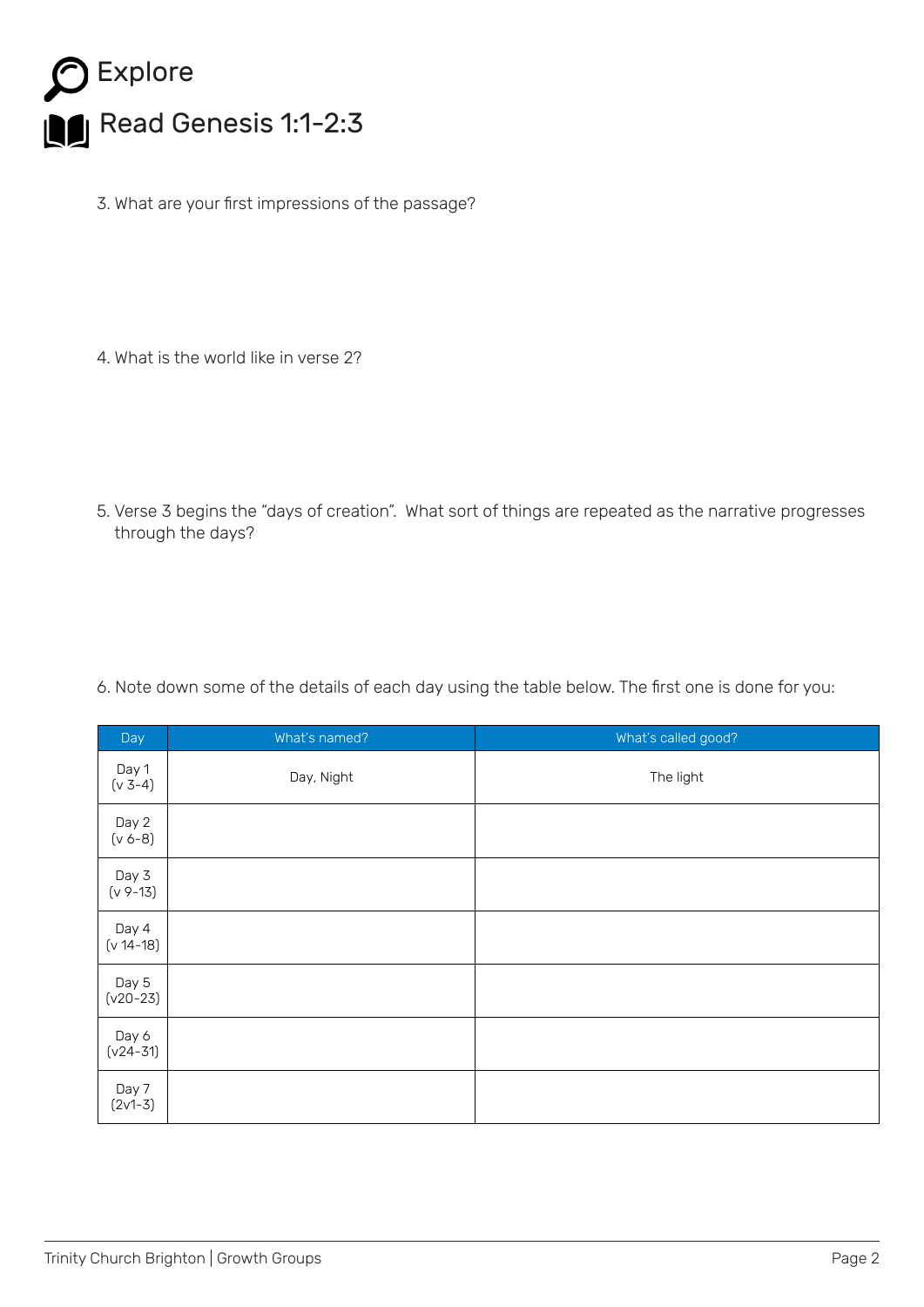# Explore

## Read Genesis 1:1-2:3

3. What are your first impressions of the passage?

4. What is the world like in verse 2?

5. Verse 3 begins the "days of creation". What sort of things are repeated as the narrative progresses through the days?

6. Note down some of the details of each day using the table below. The first one is done for you:

| Day | What's named? | What's called good? |
|---|---|---|
| Day 1 (v 3-4) | Day, Night | The light |
| Day 2 (v 6-8) | | |
| Day 3 (v 9-13) | | |
| Day 4 (v 14-18) | | |
| Day 5 (v20-23) | | |
| Day 6 (v24-31) | | |
| Day 7 (2v1-3) | | |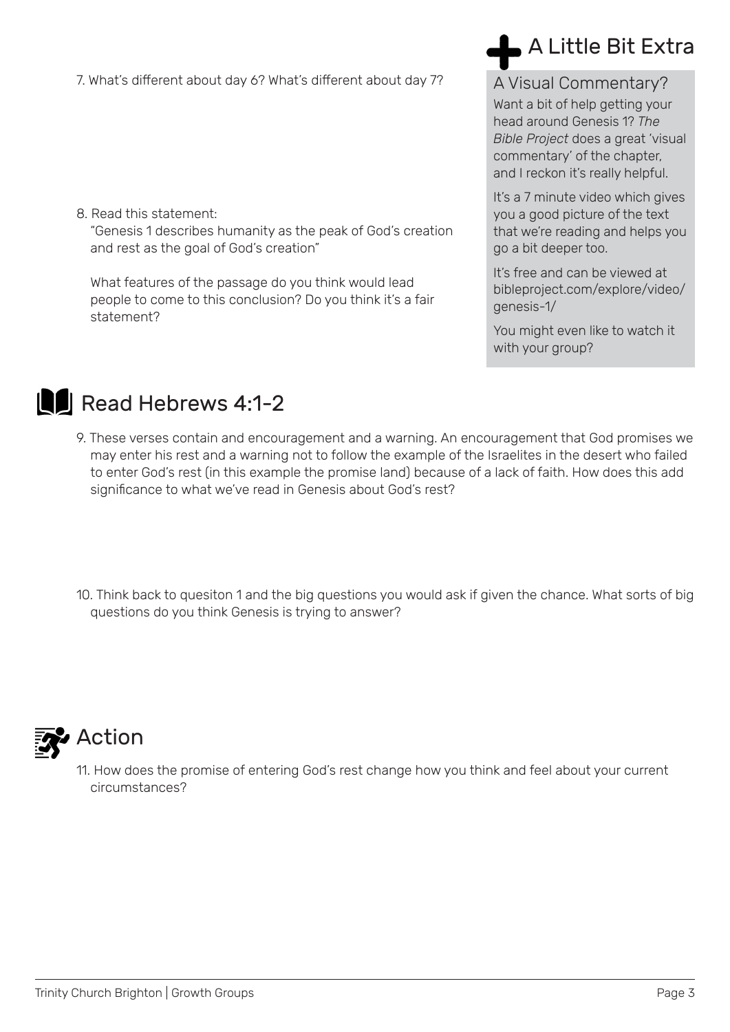7. What's different about day 6? What's different about day 7?

8. Read this statement:
   "Genesis 1 describes humanity as the peak of God's creation and rest as the goal of God's creation"

   What features of the passage do you think would lead people to come to this conclusion? Do you think it's a fair statement?

## A Little Bit Extra

### A Visual Commentary?

Want a bit of help getting your head around Genesis 1? *The Bible Project* does a great 'visual commentary' of the chapter, and I reckon it's really helpful.

It's a 7 minute video which gives you a good picture of the text that we're reading and helps you go a bit deeper too.

It's free and can be viewed at bibleproject.com/explore/video/genesis-1/

You might even like to watch it with your group?

## Read Hebrews 4:1-2

9. These verses contain and encouragement and a warning. An encouragement that God promises we may enter his rest and a warning not to follow the example of the Israelites in the desert who failed to enter God's rest (in this example the promise land) because of a lack of faith. How does this add significance to what we've read in Genesis about God's rest?

10. Think back to quesiton 1 and the big questions you would ask if given the chance. What sorts of big questions do you think Genesis is trying to answer?

## Action

11. How does the promise of entering God's rest change how you think and feel about your current circumstances?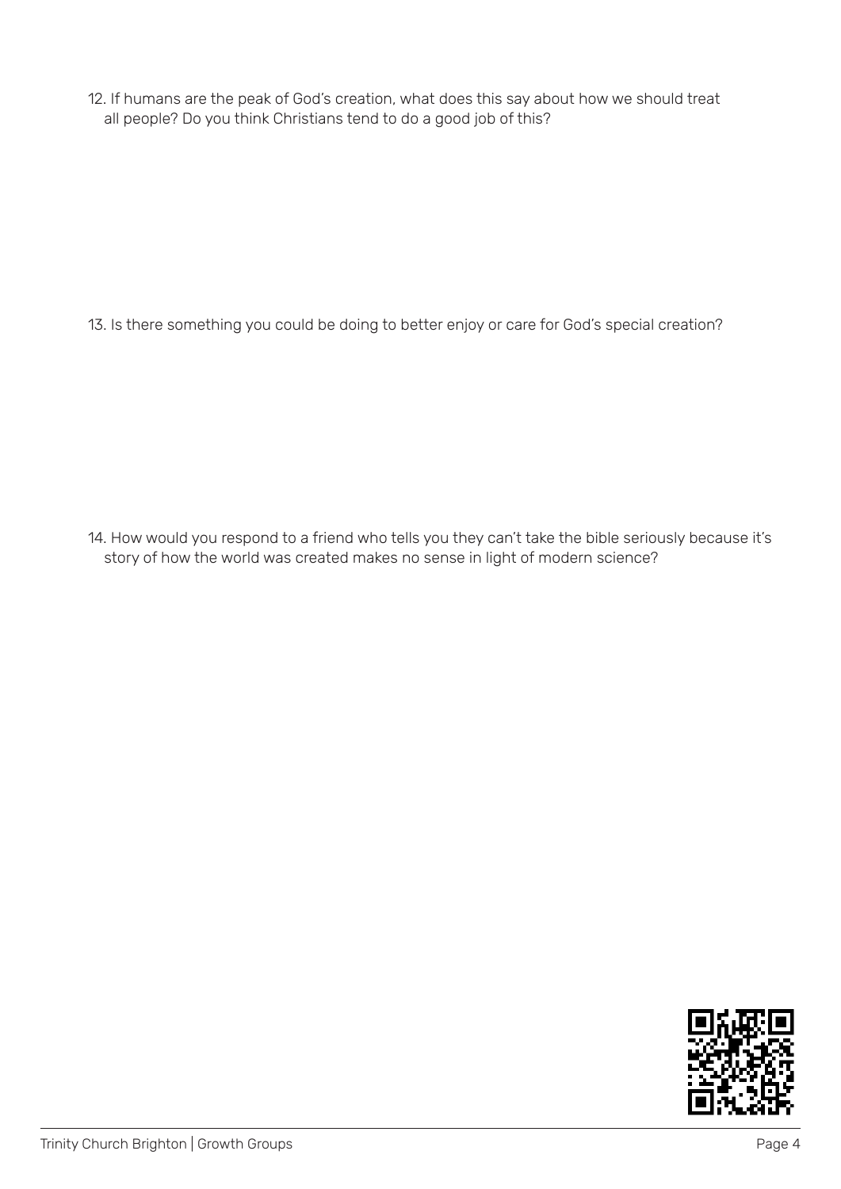12. If humans are the peak of God's creation, what does this say about how we should treat all people? Do you think Christians tend to do a good job of this?

13. Is there something you could be doing to better enjoy or care for God's special creation?

14. How would you respond to a friend who tells you they can't take the bible seriously because it's story of how the world was created makes no sense in light of modern science?